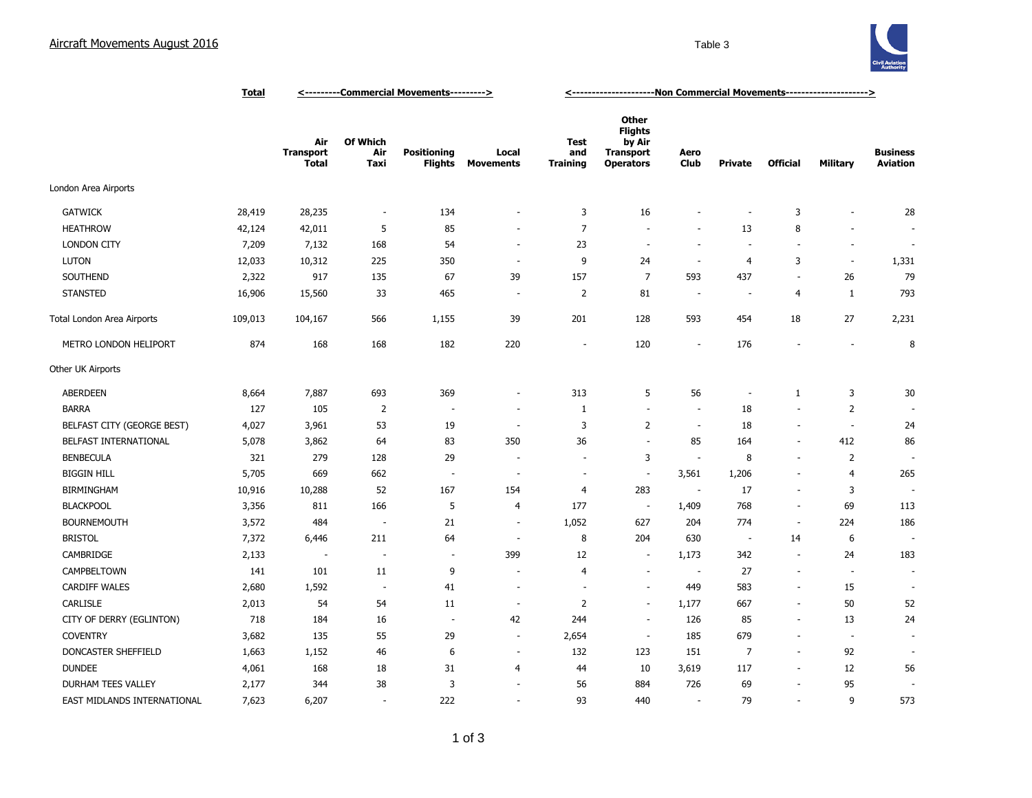# Aircraft Movements August 2016

Table 3

| | Total | <---------Commercial Movements---------> | | | <--------------------Non Commercial Movements--------------------> | | | | | | | |
|---|---|---|---|---|---|---|---|---|---|---|---|---|
| | | Air Transport Total | Of Which Air Taxi | Positioning Flights | Local Movements | Test and Training | Other Flights by Air Transport Operators | Aero Club | Private | Official | Military | Business Aviation |
| London Area Airports | | | | | | | | | | | | |
| GATWICK | 28,419 | 28,235 | - | 134 | - | 3 | 16 | - | - | 3 | - | 28 |
| HEATHROW | 42,124 | 42,011 | 5 | 85 | - | 7 | - | - | 13 | 8 | - | - |
| LONDON CITY | 7,209 | 7,132 | 168 | 54 | - | 23 | - | - | - | - | - | - |
| LUTON | 12,033 | 10,312 | 225 | 350 | - | 9 | 24 | - | 4 | 3 | - | 1,331 |
| SOUTHEND | 2,322 | 917 | 135 | 67 | 39 | 157 | 7 | 593 | 437 | - | 26 | 79 |
| STANSTED | 16,906 | 15,560 | 33 | 465 | - | 2 | 81 | - | - | 4 | 1 | 793 |
| Total London Area Airports | 109,013 | 104,167 | 566 | 1,155 | 39 | 201 | 128 | 593 | 454 | 18 | 27 | 2,231 |
| METRO LONDON HELIPORT | 874 | 168 | 168 | 182 | 220 | - | 120 | - | 176 | - | - | 8 |
| Other UK Airports | | | | | | | | | | | | |
| ABERDEEN | 8,664 | 7,887 | 693 | 369 | - | 313 | 5 | 56 | - | 1 | 3 | 30 |
| BARRA | 127 | 105 | 2 | - | - | 1 | - | - | 18 | - | 2 | - |
| BELFAST CITY (GEORGE BEST) | 4,027 | 3,961 | 53 | 19 | - | 3 | 2 | - | 18 | - | - | 24 |
| BELFAST INTERNATIONAL | 5,078 | 3,862 | 64 | 83 | 350 | 36 | - | 85 | 164 | - | 412 | 86 |
| BENBECULA | 321 | 279 | 128 | 29 | - | - | 3 | - | 8 | - | 2 | - |
| BIGGIN HILL | 5,705 | 669 | 662 | - | - | - | - | 3,561 | 1,206 | - | 4 | 265 |
| BIRMINGHAM | 10,916 | 10,288 | 52 | 167 | 154 | 4 | 283 | - | 17 | - | 3 | - |
| BLACKPOOL | 3,356 | 811 | 166 | 5 | 4 | 177 | - | 1,409 | 768 | - | 69 | 113 |
| BOURNEMOUTH | 3,572 | 484 | - | 21 | - | 1,052 | 627 | 204 | 774 | - | 224 | 186 |
| BRISTOL | 7,372 | 6,446 | 211 | 64 | - | 8 | 204 | 630 | - | 14 | 6 | - |
| CAMBRIDGE | 2,133 | - | - | - | 399 | 12 | - | 1,173 | 342 | - | 24 | 183 |
| CAMPBELTOWN | 141 | 101 | 11 | 9 | - | 4 | - | - | 27 | - | - | - |
| CARDIFF WALES | 2,680 | 1,592 | - | 41 | - | - | - | 449 | 583 | - | 15 | - |
| CARLISLE | 2,013 | 54 | 54 | 11 | - | 2 | - | 1,177 | 667 | - | 50 | 52 |
| CITY OF DERRY (EGLINTON) | 718 | 184 | 16 | - | 42 | 244 | - | 126 | 85 | - | 13 | 24 |
| COVENTRY | 3,682 | 135 | 55 | 29 | - | 2,654 | - | 185 | 679 | - | - | - |
| DONCASTER SHEFFIELD | 1,663 | 1,152 | 46 | 6 | - | 132 | 123 | 151 | 7 | - | 92 | - |
| DUNDEE | 4,061 | 168 | 18 | 31 | 4 | 44 | 10 | 3,619 | 117 | - | 12 | 56 |
| DURHAM TEES VALLEY | 2,177 | 344 | 38 | 3 | - | 56 | 884 | 726 | 69 | - | 95 | - |
| EAST MIDLANDS INTERNATIONAL | 7,623 | 6,207 | - | 222 | - | 93 | 440 | - | 79 | - | 9 | 573 |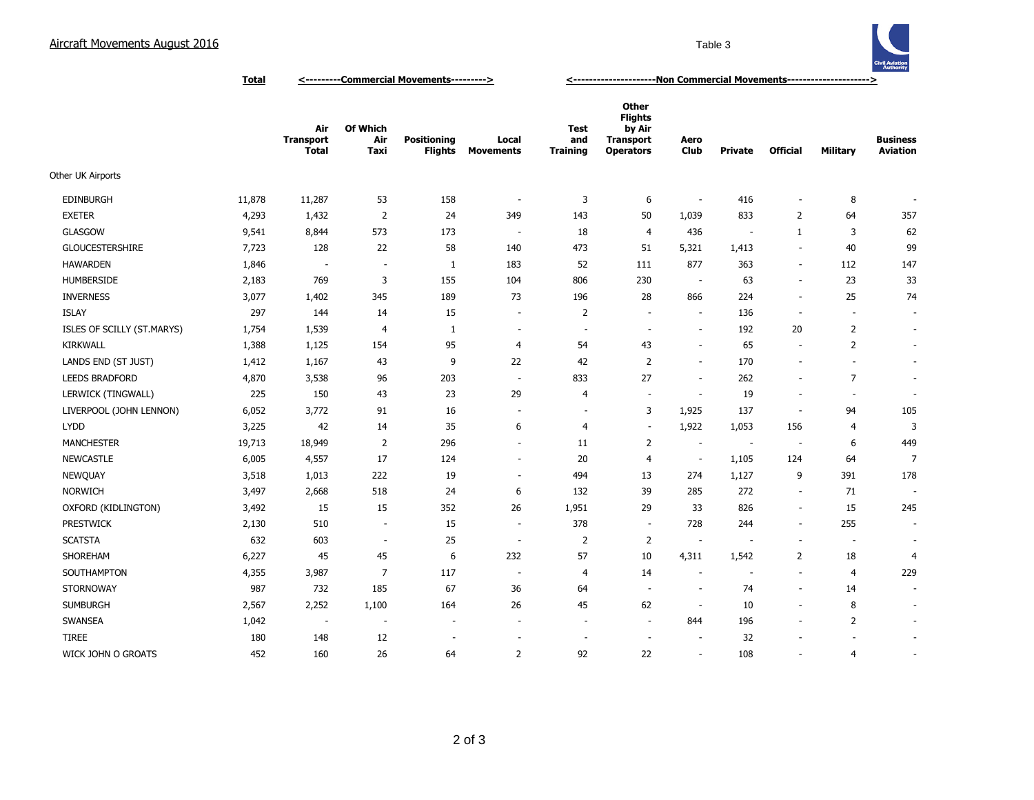## Aircraft Movements August 2016

Table 3

| | Total | <---------Commercial Movements---------> | | | | <---------------------Non Commercial Movements---------------------> | | | | | | |
|---|---|---|---|---|---|---|---|---|---|---|---|---|
| | | Air Transport Total | Of Which Air Taxi | Positioning Flights | Local Movements | Test and Training | Other Flights by Air Transport Operators | Aero Club | Private | Official | Military | Business Aviation |
| Other UK Airports | | | | | | | | | | | | |
| EDINBURGH | 11,878 | 11,287 | 53 | 158 | - | 3 | 6 | - | 416 | - | 8 | - |
| EXETER | 4,293 | 1,432 | 2 | 24 | 349 | 143 | 50 | 1,039 | 833 | 2 | 64 | 357 |
| GLASGOW | 9,541 | 8,844 | 573 | 173 | - | 18 | 4 | 436 | - | 1 | 3 | 62 |
| GLOUCESTERSHIRE | 7,723 | 128 | 22 | 58 | 140 | 473 | 51 | 5,321 | 1,413 | - | 40 | 99 |
| HAWARDEN | 1,846 | - | - | 1 | 183 | 52 | 111 | 877 | 363 | - | 112 | 147 |
| HUMBERSIDE | 2,183 | 769 | 3 | 155 | 104 | 806 | 230 | - | 63 | - | 23 | 33 |
| INVERNESS | 3,077 | 1,402 | 345 | 189 | 73 | 196 | 28 | 866 | 224 | - | 25 | 74 |
| ISLAY | 297 | 144 | 14 | 15 | - | 2 | - | - | 136 | - | - | - |
| ISLES OF SCILLY (ST.MARYS) | 1,754 | 1,539 | 4 | 1 | - | - | - | - | 192 | 20 | 2 | - |
| KIRKWALL | 1,388 | 1,125 | 154 | 95 | 4 | 54 | 43 | - | 65 | - | 2 | - |
| LANDS END (ST JUST) | 1,412 | 1,167 | 43 | 9 | 22 | 42 | 2 | - | 170 | - | - | - |
| LEEDS BRADFORD | 4,870 | 3,538 | 96 | 203 | - | 833 | 27 | - | 262 | - | 7 | - |
| LERWICK (TINGWALL) | 225 | 150 | 43 | 23 | 29 | 4 | - | - | 19 | - | - | - |
| LIVERPOOL (JOHN LENNON) | 6,052 | 3,772 | 91 | 16 | - | - | 3 | 1,925 | 137 | - | 94 | 105 |
| LYDD | 3,225 | 42 | 14 | 35 | 6 | 4 | - | 1,922 | 1,053 | 156 | 4 | 3 |
| MANCHESTER | 19,713 | 18,949 | 2 | 296 | - | 11 | 2 | - | - | - | 6 | 449 |
| NEWCASTLE | 6,005 | 4,557 | 17 | 124 | - | 20 | 4 | - | 1,105 | 124 | 64 | 7 |
| NEWQUAY | 3,518 | 1,013 | 222 | 19 | - | 494 | 13 | 274 | 1,127 | 9 | 391 | 178 |
| NORWICH | 3,497 | 2,668 | 518 | 24 | 6 | 132 | 39 | 285 | 272 | - | 71 | - |
| OXFORD (KIDLINGTON) | 3,492 | 15 | 15 | 352 | 26 | 1,951 | 29 | 33 | 826 | - | 15 | 245 |
| PRESTWICK | 2,130 | 510 | - | 15 | - | 378 | - | 728 | 244 | - | 255 | - |
| SCATSTA | 632 | 603 | - | 25 | - | 2 | 2 | - | - | - | - | - |
| SHOREHAM | 6,227 | 45 | 45 | 6 | 232 | 57 | 10 | 4,311 | 1,542 | 2 | 18 | 4 |
| SOUTHAMPTON | 4,355 | 3,987 | 7 | 117 | - | 4 | 14 | - | - | - | 4 | 229 |
| STORNOWAY | 987 | 732 | 185 | 67 | 36 | 64 | - | - | 74 | - | 14 | - |
| SUMBURGH | 2,567 | 2,252 | 1,100 | 164 | 26 | 45 | 62 | - | 10 | - | 8 | - |
| SWANSEA | 1,042 | - | - | - | - | - | - | 844 | 196 | - | 2 | - |
| TIREE | 180 | 148 | 12 | - | - | - | - | - | 32 | - | - | - |
| WICK JOHN O GROATS | 452 | 160 | 26 | 64 | 2 | 92 | 22 | - | 108 | - | 4 | - |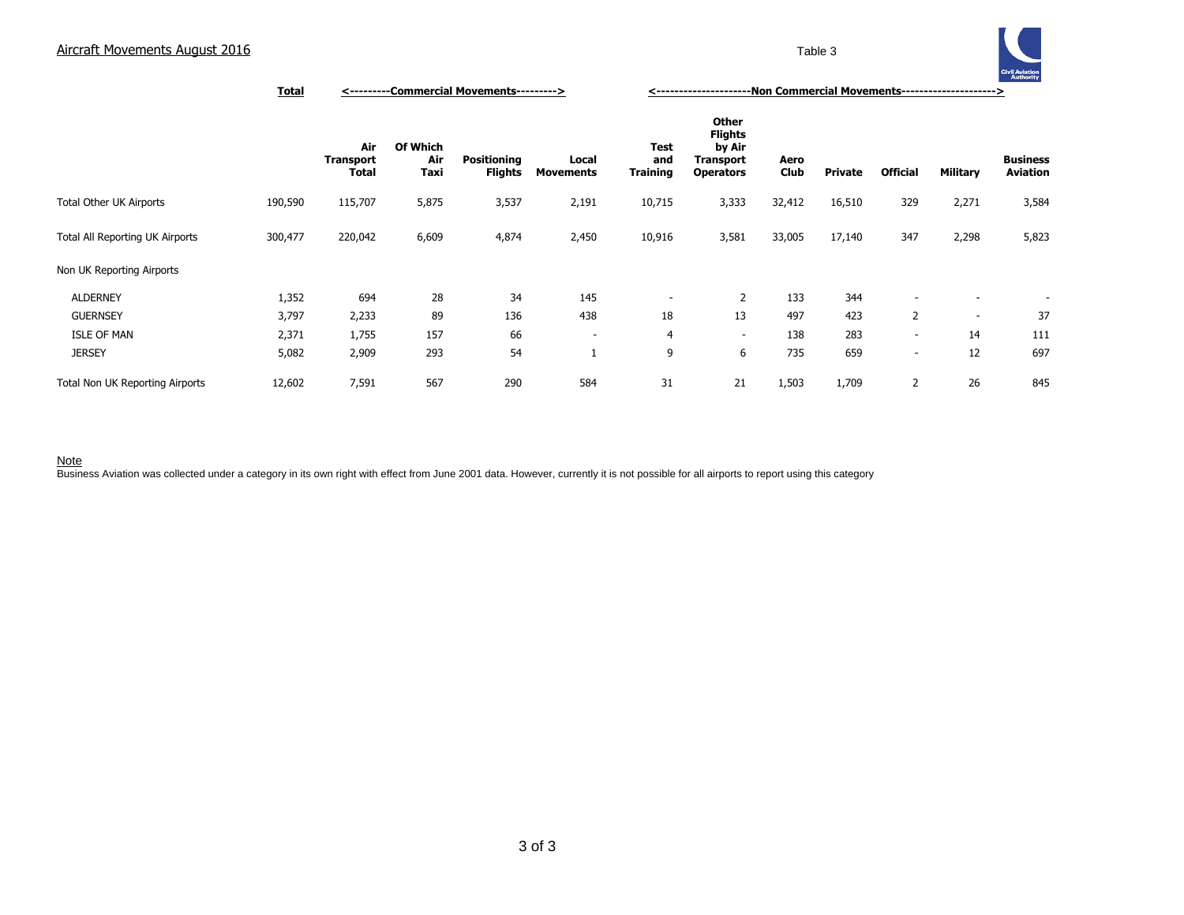Aircraft Movements August 2016

Table 3

| | Total | <---------Commercial Movements---------> | | | | <---------------------Non Commercial Movements---------------------> | | | | | | |
|---|---|---|---|---|---|---|---|---|---|---|---|---|
| | | Air Transport Total | Of Which Air Taxi | Positioning Flights | Local Movements | Test and Training | Other Flights by Air Transport Operators | Aero Club | Private | Official | Military | Business Aviation |
| Total Other UK Airports | 190,590 | 115,707 | 5,875 | 3,537 | 2,191 | 10,715 | 3,333 | 32,412 | 16,510 | 329 | 2,271 | 3,584 |
| Total All Reporting UK Airports | 300,477 | 220,042 | 6,609 | 4,874 | 2,450 | 10,916 | 3,581 | 33,005 | 17,140 | 347 | 2,298 | 5,823 |
| Non UK Reporting Airports | | | | | | | | | | | | |
| ALDERNEY | 1,352 | 694 | 28 | 34 | 145 | - | 2 | 133 | 344 | - | - | - |
| GUERNSEY | 3,797 | 2,233 | 89 | 136 | 438 | 18 | 13 | 497 | 423 | 2 | - | 37 |
| ISLE OF MAN | 2,371 | 1,755 | 157 | 66 | - | 4 | - | 138 | 283 | - | 14 | 111 |
| JERSEY | 5,082 | 2,909 | 293 | 54 | 1 | 9 | 6 | 735 | 659 | - | 12 | 697 |
| Total Non UK Reporting Airports | 12,602 | 7,591 | 567 | 290 | 584 | 31 | 21 | 1,503 | 1,709 | 2 | 26 | 845 |

Note

Business Aviation was collected under a category in its own right with effect from June 2001 data. However, currently it is not possible for all airports to report using this category